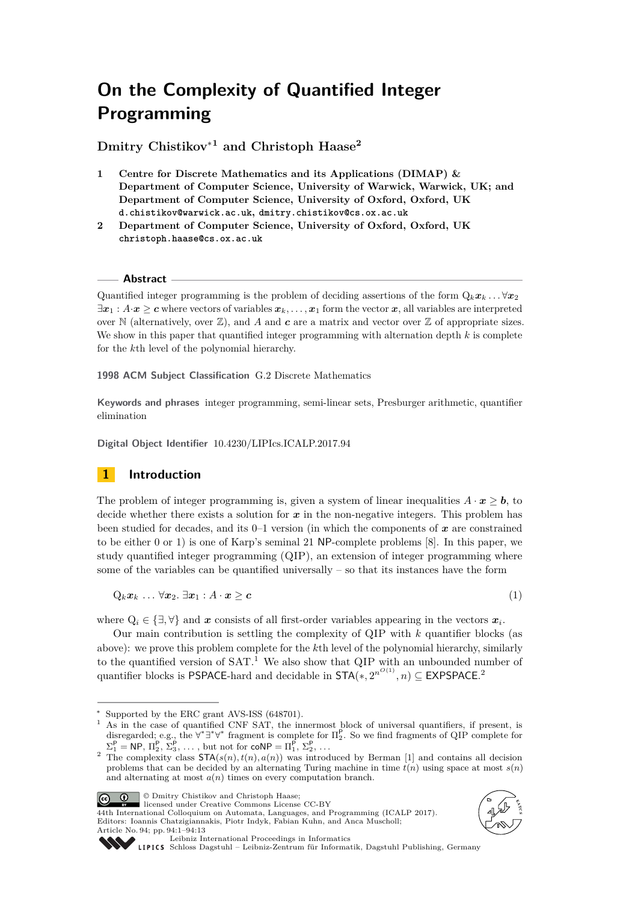# On the Complexity of Quantified Integer Programming

**Dmitry Chistikov**[*1] **and Christoph Haase**[2]

1. **Centre for Discrete Mathematics and its Applications (DIMAP) & Department of Computer Science, University of Warwick, Warwick, UK; and Department of Computer Science, University of Oxford, Oxford, UK**
   d.chistikov@warwick.ac.uk, dmitry.chistikov@cs.ox.ac.uk
2. **Department of Computer Science, University of Oxford, Oxford, UK**
   christoph.haase@cs.ox.ac.uk

## Abstract

Quantified integer programming is the problem of deciding assertions of the form $\mathrm{Q}_k \boldsymbol{x}_k \ldots \forall \boldsymbol{x}_2\ \exists \boldsymbol{x}_1 : A \cdot \boldsymbol{x} \geq \boldsymbol{c}$ where vectors of variables $\boldsymbol{x}_k, \ldots, \boldsymbol{x}_1$ form the vector $\boldsymbol{x}$, all variables are interpreted over $\mathbb{N}$ (alternatively, over $\mathbb{Z}$), and $A$ and $\boldsymbol{c}$ are a matrix and vector over $\mathbb{Z}$ of appropriate sizes. We show in this paper that quantified integer programming with alternation depth $k$ is complete for the $k$th level of the polynomial hierarchy.

**1998 ACM Subject Classification** G.2 Discrete Mathematics

**Keywords and phrases** integer programming, semi-linear sets, Presburger arithmetic, quantifier elimination

**Digital Object Identifier** 10.4230/LIPIcs.ICALP.2017.94

## 1 Introduction

The problem of integer programming is, given a system of linear inequalities $A \cdot \boldsymbol{x} \geq \boldsymbol{b}$, to decide whether there exists a solution for $\boldsymbol{x}$ in the non-negative integers. This problem has been studied for decades, and its 0–1 version (in which the components of $\boldsymbol{x}$ are constrained to be either 0 or 1) is one of Karp's seminal 21 NP-complete problems [8]. In this paper, we study quantified integer programming (QIP), an extension of integer programming where some of the variables can be quantified universally – so that its instances have the form

$$\mathrm{Q}_k \boldsymbol{x}_k \ \ldots \ \forall \boldsymbol{x}_2.\ \exists \boldsymbol{x}_1 : A \cdot \boldsymbol{x} \geq \boldsymbol{c} \tag{1}$$

where $\mathrm{Q}_i \in \{\exists, \forall\}$ and $\boldsymbol{x}$ consists of all first-order variables appearing in the vectors $\boldsymbol{x}_i$.

Our main contribution is settling the complexity of QIP with $k$ quantifier blocks (as above): we prove this problem complete for the $k$th level of the polynomial hierarchy, similarly to the quantified version of SAT.[1] We also show that QIP with an unbounded number of quantifier blocks is PSPACE-hard and decidable in $\mathsf{STA}(*, 2^{n^{O(1)}}, n) \subseteq \mathsf{EXPSPACE}$.[2]

---

[*] Supported by the ERC grant AVS-ISS (648701).

[1] As in the case of quantified CNF SAT, the innermost block of universal quantifiers, if present, is disregarded; e.g., the $\forall^*\exists^*\forall^*$ fragment is complete for $\Pi_2^{\mathsf{P}}$. So we find fragments of QIP complete for $\Sigma_1^{\mathsf{P}} = \mathsf{NP}$, $\Pi_2^{\mathsf{P}}$, $\Sigma_3^{\mathsf{P}}$, ..., but not for $\mathsf{coNP} = \Pi_1^{\mathsf{P}}$, $\Sigma_2^{\mathsf{P}}$, ...

[2] The complexity class $\mathsf{STA}(s(n), t(n), a(n))$ was introduced by Berman [1] and contains all decision problems that can be decided by an alternating Turing machine in time $t(n)$ using space at most $s(n)$ and alternating at most $a(n)$ times on every computation branch.

© Dmitry Chistikov and Christoph Haase; licensed under Creative Commons License CC-BY
44th International Colloquium on Automata, Languages, and Programming (ICALP 2017).
Editors: Ioannis Chatzigiannakis, Piotr Indyk, Fabian Kuhn, and Anca Muscholl;
Article No. 94; pp. 94:1–94:13
Leibniz International Proceedings in Informatics
Schloss Dagstuhl – Leibniz-Zentrum für Informatik, Dagstuhl Publishing, Germany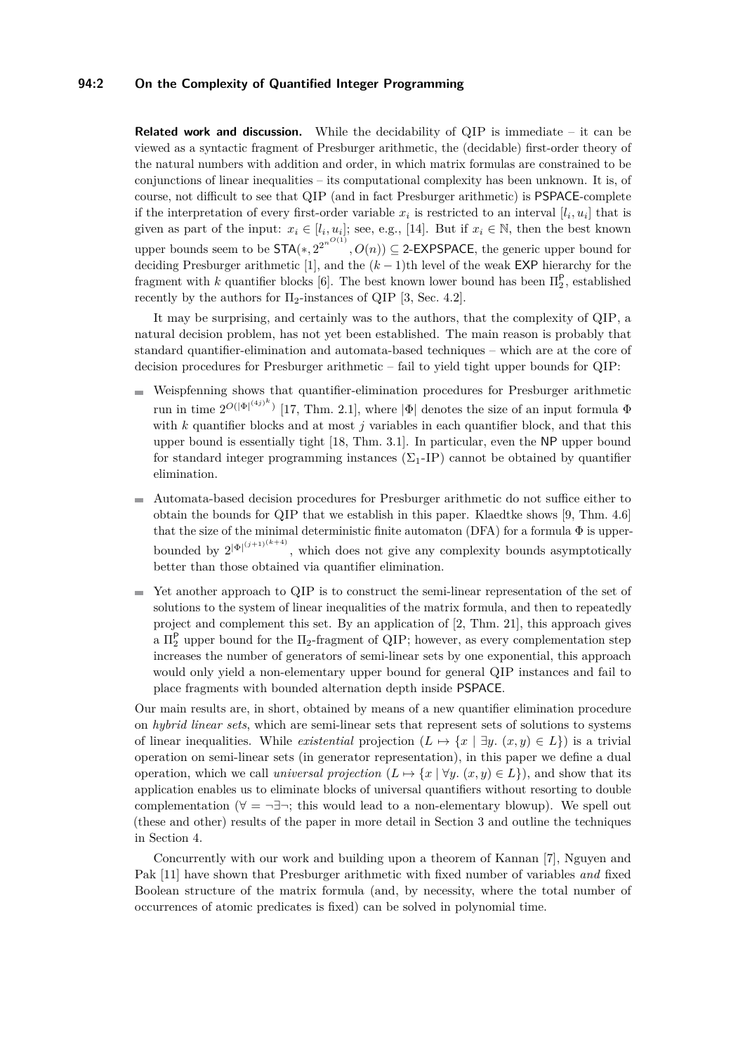**Related work and discussion.** While the decidability of QIP is immediate – it can be viewed as a syntactic fragment of Presburger arithmetic, the (decidable) first-order theory of the natural numbers with addition and order, in which matrix formulas are constrained to be conjunctions of linear inequalities – its computational complexity has been unknown. It is, of course, not difficult to see that QIP (and in fact Presburger arithmetic) is PSPACE-complete if the interpretation of every first-order variable $x_i$ is restricted to an interval $[l_i, u_i]$ that is given as part of the input: $x_i \in [l_i, u_i]$; see, e.g., [14]. But if $x_i \in \mathbb{N}$, then the best known upper bounds seem to be $\mathsf{STA}(*, 2^{2^{n^{O(1)}}}, O(n)) \subseteq$ 2-EXPSPACE, the generic upper bound for deciding Presburger arithmetic [1], and the $(k-1)$th level of the weak EXP hierarchy for the fragment with $k$ quantifier blocks [6]. The best known lower bound has been $\Pi_2^{\mathsf{P}}$, established recently by the authors for $\Pi_2$-instances of QIP [3, Sec. 4.2].

It may be surprising, and certainly was to the authors, that the complexity of QIP, a natural decision problem, has not yet been established. The main reason is probably that standard quantifier-elimination and automata-based techniques – which are at the core of decision procedures for Presburger arithmetic – fail to yield tight upper bounds for QIP:

- Weispfenning shows that quantifier-elimination procedures for Presburger arithmetic run in time $2^{O(|\Phi|^{(4j)^k})}$ [17, Thm. 2.1], where $|\Phi|$ denotes the size of an input formula $\Phi$ with $k$ quantifier blocks and at most $j$ variables in each quantifier block, and that this upper bound is essentially tight [18, Thm. 3.1]. In particular, even the NP upper bound for standard integer programming instances ($\Sigma_1$-IP) cannot be obtained by quantifier elimination.
- Automata-based decision procedures for Presburger arithmetic do not suffice either to obtain the bounds for QIP that we establish in this paper. Klaedtke shows [9, Thm. 4.6] that the size of the minimal deterministic finite automaton (DFA) for a formula $\Phi$ is upper-bounded by $2^{|\Phi|^{(j+1)^{(k+4)}}}$, which does not give any complexity bounds asymptotically better than those obtained via quantifier elimination.
- Yet another approach to QIP is to construct the semi-linear representation of the set of solutions to the system of linear inequalities of the matrix formula, and then to repeatedly project and complement this set. By an application of [2, Thm. 21], this approach gives a $\Pi_2^{\mathsf{P}}$ upper bound for the $\Pi_2$-fragment of QIP; however, as every complementation step increases the number of generators of semi-linear sets by one exponential, this approach would only yield a non-elementary upper bound for general QIP instances and fail to place fragments with bounded alternation depth inside PSPACE.

Our main results are, in short, obtained by means of a new quantifier elimination procedure on *hybrid linear sets*, which are semi-linear sets that represent sets of solutions to systems of linear inequalities. While *existential* projection ($L \mapsto \{x \mid \exists y.\ (x, y) \in L\}$) is a trivial operation on semi-linear sets (in generator representation), in this paper we define a dual operation, which we call *universal projection* ($L \mapsto \{x \mid \forall y.\ (x, y) \in L\}$), and show that its application enables us to eliminate blocks of universal quantifiers without resorting to double complementation ($\forall = \neg\exists\neg$; this would lead to a non-elementary blowup). We spell out (these and other) results of the paper in more detail in Section 3 and outline the techniques in Section 4.

Concurrently with our work and building upon a theorem of Kannan [7], Nguyen and Pak [11] have shown that Presburger arithmetic with fixed number of variables *and* fixed Boolean structure of the matrix formula (and, by necessity, where the total number of occurrences of atomic predicates is fixed) can be solved in polynomial time.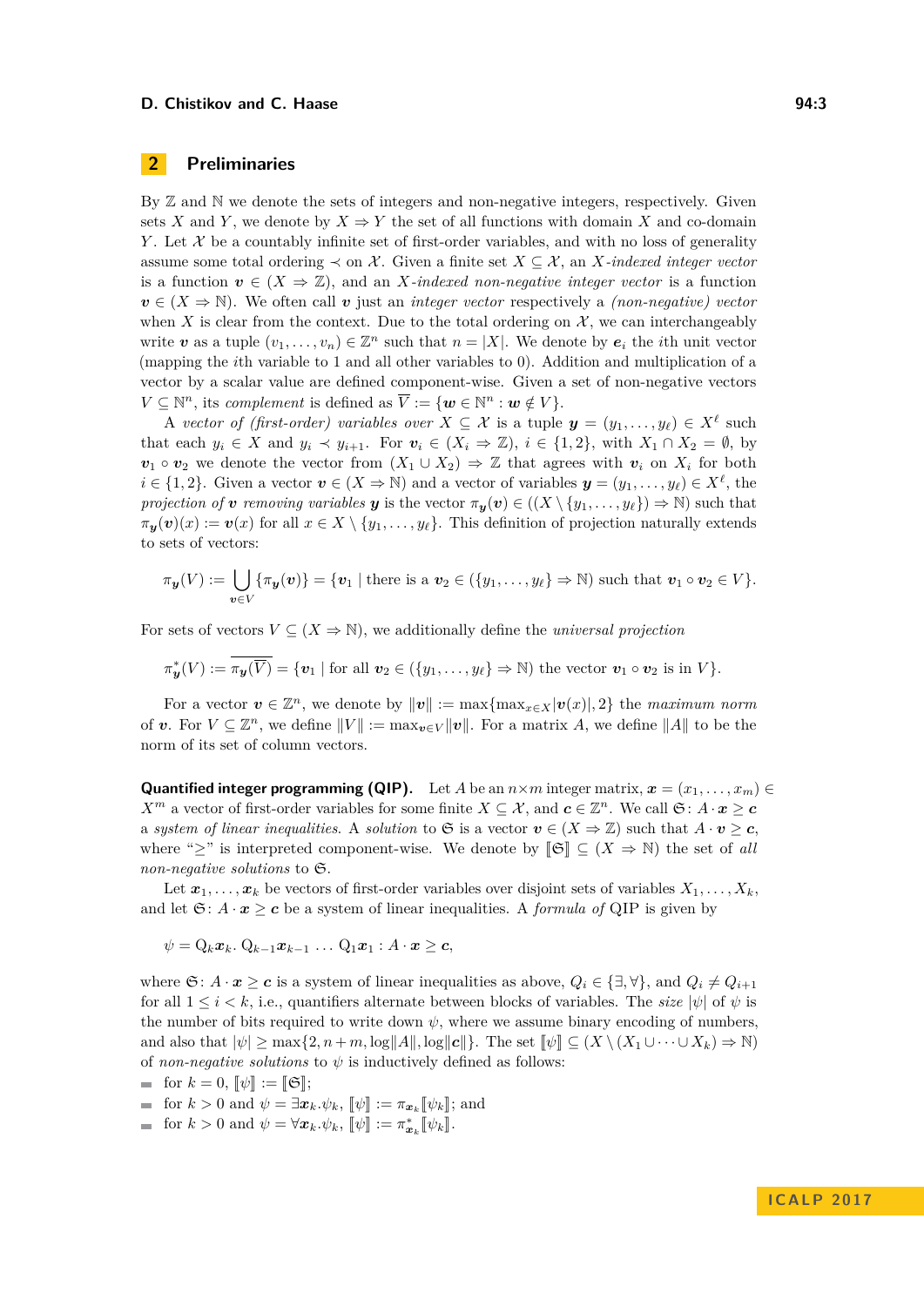## 2 Preliminaries

By $\mathbb{Z}$ and $\mathbb{N}$ we denote the sets of integers and non-negative integers, respectively. Given sets $X$ and $Y$, we denote by $X \Rightarrow Y$ the set of all functions with domain $X$ and co-domain $Y$. Let $\mathcal{X}$ be a countably infinite set of first-order variables, and with no loss of generality assume some total ordering $\prec$ on $\mathcal{X}$. Given a finite set $X \subseteq \mathcal{X}$, an *$X$-indexed integer vector* is a function $\boldsymbol{v} \in (X \Rightarrow \mathbb{Z})$, and an *$X$-indexed non-negative integer vector* is a function $\boldsymbol{v} \in (X \Rightarrow \mathbb{N})$. We often call $\boldsymbol{v}$ just an *integer vector* respectively a *(non-negative) vector* when $X$ is clear from the context. Due to the total ordering on $\mathcal{X}$, we can interchangeably write $\boldsymbol{v}$ as a tuple $(v_1, \ldots, v_n) \in \mathbb{Z}^n$ such that $n = |X|$. We denote by $\boldsymbol{e}_i$ the $i$th unit vector (mapping the $i$th variable to 1 and all other variables to 0). Addition and multiplication of a vector by a scalar value are defined component-wise. Given a set of non-negative vectors $V \subseteq \mathbb{N}^n$, its *complement* is defined as $\overline{V} := \{\boldsymbol{w} \in \mathbb{N}^n : \boldsymbol{w} \notin V\}$.

A *vector of (first-order) variables over* $X \subseteq \mathcal{X}$ is a tuple $\boldsymbol{y} = (y_1, \ldots, y_\ell) \in X^\ell$ such that each $y_i \in X$ and $y_i \prec y_{i+1}$. For $\boldsymbol{v}_i \in (X_i \Rightarrow \mathbb{Z})$, $i \in \{1, 2\}$, with $X_1 \cap X_2 = \emptyset$, by $\boldsymbol{v}_1 \circ \boldsymbol{v}_2$ we denote the vector from $(X_1 \cup X_2) \Rightarrow \mathbb{Z}$ that agrees with $\boldsymbol{v}_i$ on $X_i$ for both $i \in \{1, 2\}$. Given a vector $\boldsymbol{v} \in (X \Rightarrow \mathbb{N})$ and a vector of variables $\boldsymbol{y} = (y_1, \ldots, y_\ell) \in X^\ell$, the *projection of $\boldsymbol{v}$ removing variables $\boldsymbol{y}$* is the vector $\pi_{\boldsymbol{y}}(\boldsymbol{v}) \in ((X \setminus \{y_1, \ldots, y_\ell\}) \Rightarrow \mathbb{N})$ such that $\pi_{\boldsymbol{y}}(\boldsymbol{v})(x) := \boldsymbol{v}(x)$ for all $x \in X \setminus \{y_1, \ldots, y_\ell\}$. This definition of projection naturally extends to sets of vectors:

$$\pi_{\boldsymbol{y}}(V) := \bigcup_{\boldsymbol{v} \in V} \{\pi_{\boldsymbol{y}}(\boldsymbol{v})\} = \{\boldsymbol{v}_1 \mid \text{there is a } \boldsymbol{v}_2 \in (\{y_1, \ldots, y_\ell\} \Rightarrow \mathbb{N}) \text{ such that } \boldsymbol{v}_1 \circ \boldsymbol{v}_2 \in V\}.$$

For sets of vectors $V \subseteq (X \Rightarrow \mathbb{N})$, we additionally define the *universal projection*

$$\pi^*_{\boldsymbol{y}}(V) := \overline{\pi_{\boldsymbol{y}}(\overline{V})} = \{\boldsymbol{v}_1 \mid \text{for all } \boldsymbol{v}_2 \in (\{y_1, \ldots, y_\ell\} \Rightarrow \mathbb{N}) \text{ the vector } \boldsymbol{v}_1 \circ \boldsymbol{v}_2 \text{ is in } V\}.$$

For a vector $\boldsymbol{v} \in \mathbb{Z}^n$, we denote by $\|\boldsymbol{v}\| := \max\{\max_{x \in X} |\boldsymbol{v}(x)|, 2\}$ the *maximum norm* of $\boldsymbol{v}$. For $V \subseteq \mathbb{Z}^n$, we define $\|V\| := \max_{\boldsymbol{v} \in V} \|\boldsymbol{v}\|$. For a matrix $A$, we define $\|A\|$ to be the norm of its set of column vectors.

**Quantified integer programming (QIP).** Let $A$ be an $n \times m$ integer matrix, $\boldsymbol{x} = (x_1, \ldots, x_m) \in X^m$ a vector of first-order variables for some finite $X \subseteq \mathcal{X}$, and $\boldsymbol{c} \in \mathbb{Z}^n$. We call $\mathfrak{S} \colon A \cdot \boldsymbol{x} \geq \boldsymbol{c}$ a *system of linear inequalities*. A *solution* to $\mathfrak{S}$ is a vector $\boldsymbol{v} \in (X \Rightarrow \mathbb{Z})$ such that $A \cdot \boldsymbol{v} \geq \boldsymbol{c}$, where "$\geq$" is interpreted component-wise. We denote by $[\![\mathfrak{S}]\!] \subseteq (X \Rightarrow \mathbb{N})$ the set of *all non-negative solutions* to $\mathfrak{S}$.

Let $\boldsymbol{x}_1, \ldots, \boldsymbol{x}_k$ be vectors of first-order variables over disjoint sets of variables $X_1, \ldots, X_k$, and let $\mathfrak{S} \colon A \cdot \boldsymbol{x} \geq \boldsymbol{c}$ be a system of linear inequalities. A *formula of* QIP is given by

$$\psi = \mathrm{Q}_k \boldsymbol{x}_k.\ \mathrm{Q}_{k-1} \boldsymbol{x}_{k-1} \ \ldots\ \mathrm{Q}_1 \boldsymbol{x}_1 : A \cdot \boldsymbol{x} \geq \boldsymbol{c},$$

where $\mathfrak{S} \colon A \cdot \boldsymbol{x} \geq \boldsymbol{c}$ is a system of linear inequalities as above, $Q_i \in \{\exists, \forall\}$, and $Q_i \neq Q_{i+1}$ for all $1 \leq i < k$, i.e., quantifiers alternate between blocks of variables. The *size* $|\psi|$ of $\psi$ is the number of bits required to write down $\psi$, where we assume binary encoding of numbers, and also that $|\psi| \geq \max\{2, n + m, \log\|A\|, \log\|\boldsymbol{c}\|\}$. The set $[\![\psi]\!] \subseteq (X \setminus (X_1 \cup \cdots \cup X_k) \Rightarrow \mathbb{N})$ of *non-negative solutions* to $\psi$ is inductively defined as follows:

- for $k = 0$, $[\![\psi]\!] := [\![\mathfrak{S}]\!]$;
- for $k > 0$ and $\psi = \exists \boldsymbol{x}_k.\psi_k$, $[\![\psi]\!] := \pi_{\boldsymbol{x}_k}[\![\psi_k]\!]$; and
- for $k > 0$ and $\psi = \forall \boldsymbol{x}_k.\psi_k$, $[\![\psi]\!] := \pi^*_{\boldsymbol{x}_k}[\![\psi_k]\!]$.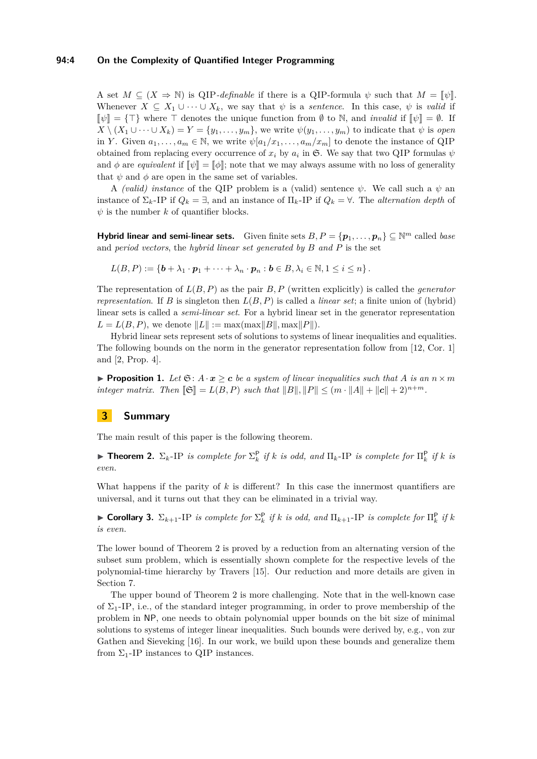A set $M \subseteq (X \Rightarrow \mathbb{N})$ is QIP-*definable* if there is a QIP-formula $\psi$ such that $M = [\![\psi]\!]$. Whenever $X \subseteq X_1 \cup \cdots \cup X_k$, we say that $\psi$ is a *sentence*. In this case, $\psi$ is *valid* if $[\![\psi]\!] = \{\top\}$ where $\top$ denotes the unique function from $\emptyset$ to $\mathbb{N}$, and *invalid* if $[\![\psi]\!] = \emptyset$. If $X \setminus (X_1 \cup \cdots \cup X_k) = Y = \{y_1, \ldots, y_m\}$, we write $\psi(y_1, \ldots, y_m)$ to indicate that $\psi$ is *open* in $Y$. Given $a_1, \ldots, a_m \in \mathbb{N}$, we write $\psi[a_1/x_1, \ldots, a_m/x_m]$ to denote the instance of QIP obtained from replacing every occurrence of $x_i$ by $a_i$ in $\mathfrak{S}$. We say that two QIP formulas $\psi$ and $\phi$ are *equivalent* if $[\![\psi]\!] = [\![\phi]\!]$; note that we may always assume with no loss of generality that $\psi$ and $\phi$ are open in the same set of variables.

A *(valid) instance* of the QIP problem is a (valid) sentence $\psi$. We call such a $\psi$ an instance of $\Sigma_k$-IP if $Q_k = \exists$, and an instance of $\Pi_k$-IP if $Q_k = \forall$. The *alternation depth* of $\psi$ is the number $k$ of quantifier blocks.

**Hybrid linear and semi-linear sets.** Given finite sets $B, P = \{\boldsymbol{p}_1, \ldots, \boldsymbol{p}_n\} \subseteq \mathbb{N}^m$ called *base* and *period vectors*, the *hybrid linear set generated by $B$ and $P$* is the set

$$L(B, P) := \{\boldsymbol{b} + \lambda_1 \cdot \boldsymbol{p}_1 + \cdots + \lambda_n \cdot \boldsymbol{p}_n : \boldsymbol{b} \in B, \lambda_i \in \mathbb{N}, 1 \leq i \leq n\}.$$

The representation of $L(B, P)$ as the pair $B, P$ (written explicitly) is called the *generator representation*. If $B$ is singleton then $L(B, P)$ is called a *linear set*; a finite union of (hybrid) linear sets is called a *semi-linear set*. For a hybrid linear set in the generator representation $L = L(B, P)$, we denote $\|L\| := \max(\max\|B\|, \max\|P\|)$.

Hybrid linear sets represent sets of solutions to systems of linear inequalities and equalities. The following bounds on the norm in the generator representation follow from [12, Cor. 1] and [2, Prop. 4].

▶ **Proposition 1.** *Let $\mathfrak{S}\colon A \cdot \boldsymbol{x} \geq \boldsymbol{c}$ be a system of linear inequalities such that $A$ is an $n \times m$ integer matrix. Then $[\![\mathfrak{S}]\!] = L(B, P)$ such that $\|B\|, \|P\| \leq (m \cdot \|A\| + \|\boldsymbol{c}\| + 2)^{n+m}$.*

## 3 Summary

The main result of this paper is the following theorem.

▶ **Theorem 2.** *$\Sigma_k$-IP is complete for $\Sigma_k^{\mathsf{P}}$ if $k$ is odd, and $\Pi_k$-IP is complete for $\Pi_k^{\mathsf{P}}$ if $k$ is even.*

What happens if the parity of $k$ is different? In this case the innermost quantifiers are universal, and it turns out that they can be eliminated in a trivial way.

▶ **Corollary 3.** *$\Sigma_{k+1}$-IP is complete for $\Sigma_k^{\mathsf{P}}$ if $k$ is odd, and $\Pi_{k+1}$-IP is complete for $\Pi_k^{\mathsf{P}}$ if $k$ is even.*

The lower bound of Theorem 2 is proved by a reduction from an alternating version of the subset sum problem, which is essentially shown complete for the respective levels of the polynomial-time hierarchy by Travers [15]. Our reduction and more details are given in Section 7.

The upper bound of Theorem 2 is more challenging. Note that in the well-known case of $\Sigma_1$-IP, i.e., of the standard integer programming, in order to prove membership of the problem in NP, one needs to obtain polynomial upper bounds on the bit size of minimal solutions to systems of integer linear inequalities. Such bounds were derived by, e.g., von zur Gathen and Sieveking [16]. In our work, we build upon these bounds and generalize them from $\Sigma_1$-IP instances to QIP instances.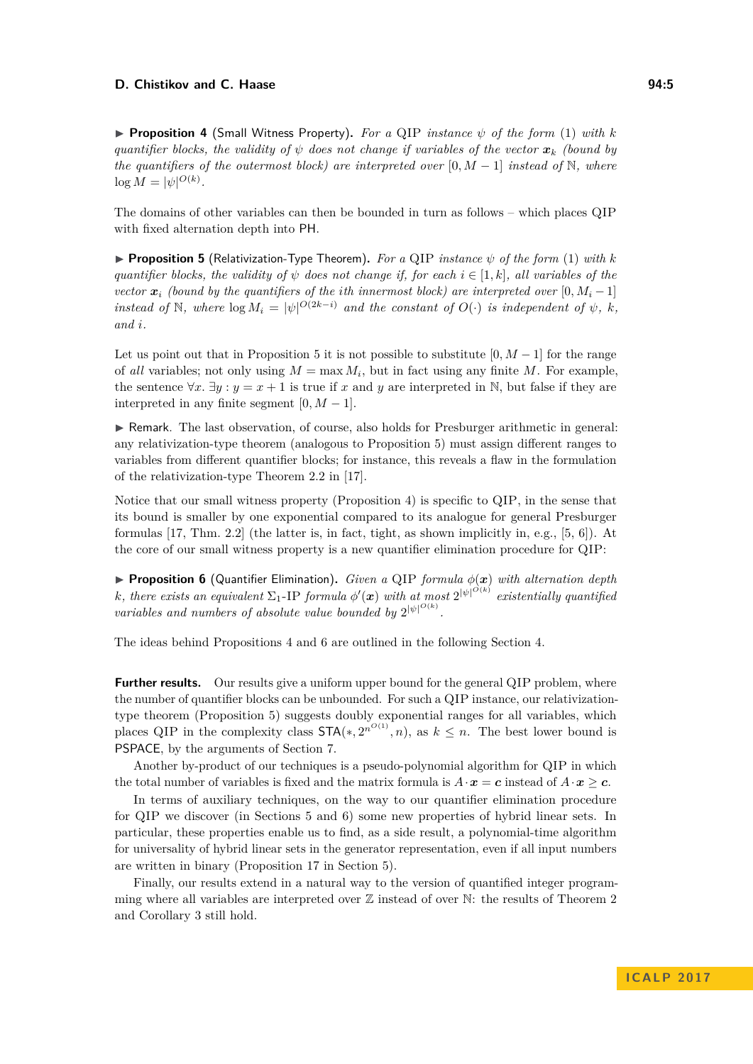▶ **Proposition 4** (Small Witness Property). *For a QIP instance $\psi$ of the form (1) with $k$ quantifier blocks, the validity of $\psi$ does not change if variables of the vector $\boldsymbol{x}_k$ (bound by the quantifiers of the outermost block) are interpreted over $[0, M-1]$ instead of $\mathbb{N}$, where $\log M = |\psi|^{O(k)}$.*

The domains of other variables can then be bounded in turn as follows – which places QIP with fixed alternation depth into PH.

▶ **Proposition 5** (Relativization-Type Theorem). *For a QIP instance $\psi$ of the form (1) with $k$ quantifier blocks, the validity of $\psi$ does not change if, for each $i \in [1, k]$, all variables of the vector $\boldsymbol{x}_i$ (bound by the quantifiers of the $i$th innermost block) are interpreted over $[0, M_i - 1]$ instead of $\mathbb{N}$, where $\log M_i = |\psi|^{O(2k-i)}$ and the constant of $O(\cdot)$ is independent of $\psi$, $k$, and $i$.*

Let us point out that in Proposition 5 it is not possible to substitute $[0, M-1]$ for the range of *all* variables; not only using $M = \max M_i$, but in fact using any finite $M$. For example, the sentence $\forall x.\ \exists y : y = x + 1$ is true if $x$ and $y$ are interpreted in $\mathbb{N}$, but false if they are interpreted in any finite segment $[0, M-1]$.

▶ Remark. The last observation, of course, also holds for Presburger arithmetic in general: any relativization-type theorem (analogous to Proposition 5) must assign different ranges to variables from different quantifier blocks; for instance, this reveals a flaw in the formulation of the relativization-type Theorem 2.2 in [17].

Notice that our small witness property (Proposition 4) is specific to QIP, in the sense that its bound is smaller by one exponential compared to its analogue for general Presburger formulas [17, Thm. 2.2] (the latter is, in fact, tight, as shown implicitly in, e.g., [5, 6]). At the core of our small witness property is a new quantifier elimination procedure for QIP:

▶ **Proposition 6** (Quantifier Elimination). *Given a QIP formula $\phi(\boldsymbol{x})$ with alternation depth $k$, there exists an equivalent $\Sigma_1$-IP formula $\phi'(\boldsymbol{x})$ with at most $2^{|\psi|^{O(k)}}$ existentially quantified variables and numbers of absolute value bounded by $2^{|\psi|^{O(k)}}$.*

The ideas behind Propositions 4 and 6 are outlined in the following Section 4.

**Further results.** Our results give a uniform upper bound for the general QIP problem, where the number of quantifier blocks can be unbounded. For such a QIP instance, our relativization-type theorem (Proposition 5) suggests doubly exponential ranges for all variables, which places QIP in the complexity class $\mathsf{STA}(*, 2^{n^{O(1)}}, n)$, as $k \leq n$. The best lower bound is PSPACE, by the arguments of Section 7.

Another by-product of our techniques is a pseudo-polynomial algorithm for QIP in which the total number of variables is fixed and the matrix formula is $A \cdot \boldsymbol{x} = \boldsymbol{c}$ instead of $A \cdot \boldsymbol{x} \geq \boldsymbol{c}$.

In terms of auxiliary techniques, on the way to our quantifier elimination procedure for QIP we discover (in Sections 5 and 6) some new properties of hybrid linear sets. In particular, these properties enable us to find, as a side result, a polynomial-time algorithm for universality of hybrid linear sets in the generator representation, even if all input numbers are written in binary (Proposition 17 in Section 5).

Finally, our results extend in a natural way to the version of quantified integer programming where all variables are interpreted over $\mathbb{Z}$ instead of over $\mathbb{N}$: the results of Theorem 2 and Corollary 3 still hold.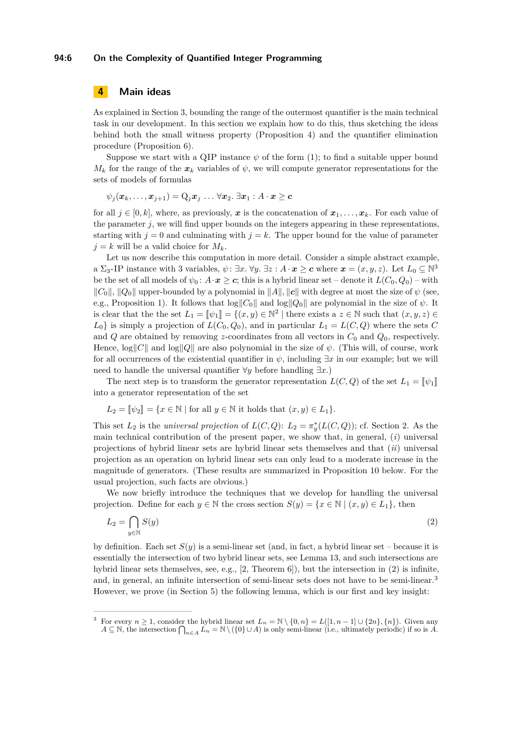# 4 Main ideas

As explained in Section 3, bounding the range of the outermost quantifier is the main technical task in our development. In this section we explain how to do this, thus sketching the ideas behind both the small witness property (Proposition 4) and the quantifier elimination procedure (Proposition 6).

Suppose we start with a QIP instance $\psi$ of the form (1); to find a suitable upper bound $M_k$ for the range of the $\boldsymbol{x}_k$ variables of $\psi$, we will compute generator representations for the sets of models of formulas

$$\psi_j(\boldsymbol{x}_k, \ldots, \boldsymbol{x}_{j+1}) = \mathrm{Q}_j \boldsymbol{x}_j \, \ldots \, \forall \boldsymbol{x}_2. \, \exists \boldsymbol{x}_1 : A \cdot \boldsymbol{x} \geq \boldsymbol{c}$$

for all $j \in [0, k]$, where, as previously, $\boldsymbol{x}$ is the concatenation of $\boldsymbol{x}_1, \ldots, \boldsymbol{x}_k$. For each value of the parameter $j$, we will find upper bounds on the integers appearing in these representations, starting with $j = 0$ and culminating with $j = k$. The upper bound for the value of parameter $j = k$ will be a valid choice for $M_k$.

Let us now describe this computation in more detail. Consider a simple abstract example, a $\Sigma_3$-IP instance with 3 variables, $\psi \colon \exists x. \, \forall y. \, \exists z : A \cdot \boldsymbol{x} \geq \boldsymbol{c}$ where $\boldsymbol{x} = (x, y, z)$. Let $L_0 \subseteq \mathbb{N}^3$ be the set of all models of $\psi_0 \colon A \cdot \boldsymbol{x} \geq \boldsymbol{c}$; this is a hybrid linear set – denote it $L(C_0, Q_0)$ – with $\|C_0\|$, $\|Q_0\|$ upper-bounded by a polynomial in $\|A\|$, $\|\boldsymbol{c}\|$ with degree at most the size of $\psi$ (see, e.g., Proposition 1). It follows that $\log\|C_0\|$ and $\log\|Q_0\|$ are polynomial in the size of $\psi$. It is clear that the the set $L_1 = [\![\psi_1]\!] = \{(x, y) \in \mathbb{N}^2 \mid \text{there exists a } z \in \mathbb{N} \text{ such that } (x, y, z) \in L_0\}$ is simply a projection of $L(C_0, Q_0)$, and in particular $L_1 = L(C, Q)$ where the sets $C$ and $Q$ are obtained by removing $z$-coordinates from all vectors in $C_0$ and $Q_0$, respectively. Hence, $\log\|C\|$ and $\log\|Q\|$ are also polynomial in the size of $\psi$. (This will, of course, work for all occurrences of the existential quantifier in $\psi$, including $\exists x$ in our example; but we will need to handle the universal quantifier $\forall y$ before handling $\exists x$.)

The next step is to transform the generator representation $L(C, Q)$ of the set $L_1 = [\![\psi_1]\!]$ into a generator representation of the set

$$L_2 = [\![\psi_2]\!] = \{x \in \mathbb{N} \mid \text{for all } y \in \mathbb{N} \text{ it holds that } (x, y) \in L_1\}.$$

This set $L_2$ is the *universal projection* of $L(C, Q)$: $L_2 = \pi^*_y(L(C, Q))$; cf. Section 2. As the main technical contribution of the present paper, we show that, in general, (*i*) universal projections of hybrid linear sets are hybrid linear sets themselves and that (*ii*) universal projection as an operation on hybrid linear sets can only lead to a moderate increase in the magnitude of generators. (These results are summarized in Proposition 10 below. For the usual projection, such facts are obvious.)

We now briefly introduce the techniques that we develop for handling the universal projection. Define for each $y \in \mathbb{N}$ the cross section $S(y) = \{x \in \mathbb{N} \mid (x, y) \in L_1\}$, then

$$L_2 = \bigcap_{y \in \mathbb{N}} S(y) \tag{2}$$

by definition. Each set $S(y)$ is a semi-linear set (and, in fact, a hybrid linear set – because it is essentially the intersection of two hybrid linear sets, see Lemma 13, and such intersections are hybrid linear sets themselves, see, e.g., [2, Theorem 6]), but the intersection in (2) is infinite, and, in general, an infinite intersection of semi-linear sets does not have to be semi-linear.[3] However, we prove (in Section 5) the following lemma, which is our first and key insight:

[3] For every $n \geq 1$, consider the hybrid linear set $L_n = \mathbb{N} \setminus \{0, n\} = L([1, n-1] \cup \{2n\}, \{n\})$. Given any $A \subseteq \mathbb{N}$, the intersection $\bigcap_{n \in A} L_n = \mathbb{N} \setminus (\{0\} \cup A)$ is only semi-linear (i.e., ultimately periodic) if so is $A$.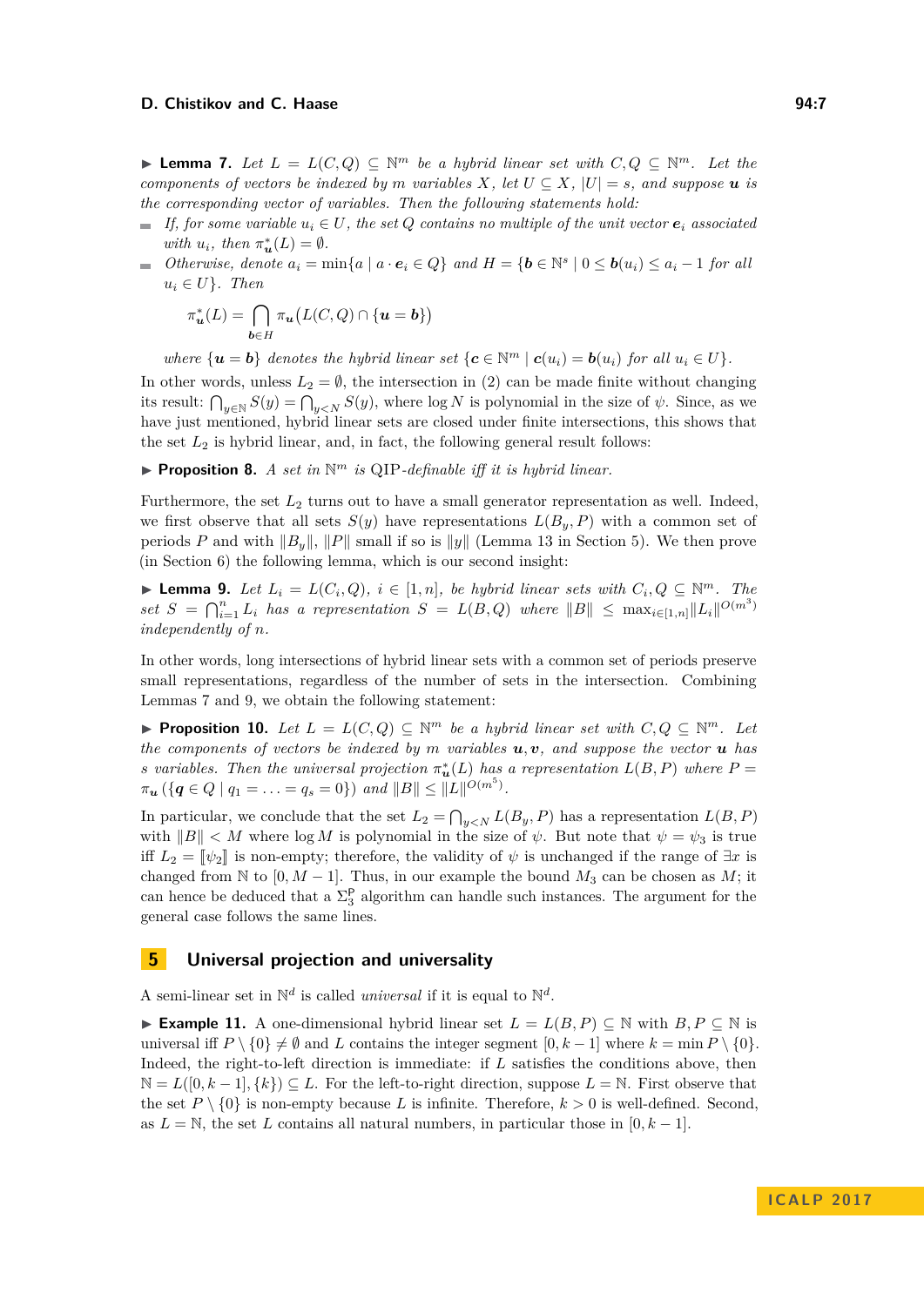▶ **Lemma 7.** *Let $L = L(C, Q) \subseteq \mathbb{N}^m$ be a hybrid linear set with $C, Q \subseteq \mathbb{N}^m$. Let the components of vectors be indexed by $m$ variables $X$, let $U \subseteq X$, $|U| = s$, and suppose $\boldsymbol{u}$ is the corresponding vector of variables. Then the following statements hold:*

- *If, for some variable $u_i \in U$, the set $Q$ contains no multiple of the unit vector $\boldsymbol{e}_i$ associated with $u_i$, then $\pi^*_{\boldsymbol{u}}(L) = \emptyset$.*
- *Otherwise, denote $a_i = \min\{a \mid a \cdot \boldsymbol{e}_i \in Q\}$ and $H = \{\boldsymbol{b} \in \mathbb{N}^s \mid 0 \le \boldsymbol{b}(u_i) \le a_i - 1 \text{ for all } u_i \in U\}$. Then*

$$\pi^*_{\boldsymbol{u}}(L) = \bigcap_{\boldsymbol{b} \in H} \pi_{\boldsymbol{u}}\big(L(C, Q) \cap \{\boldsymbol{u} = \boldsymbol{b}\}\big)$$

*where $\{\boldsymbol{u} = \boldsymbol{b}\}$ denotes the hybrid linear set $\{\boldsymbol{c} \in \mathbb{N}^m \mid \boldsymbol{c}(u_i) = \boldsymbol{b}(u_i) \text{ for all } u_i \in U\}$.*

In other words, unless $L_2 = \emptyset$, the intersection in (2) can be made finite without changing its result: $\bigcap_{y \in \mathbb{N}} S(y) = \bigcap_{y<N} S(y)$, where $\log N$ is polynomial in the size of $\psi$. Since, as we have just mentioned, hybrid linear sets are closed under finite intersections, this shows that the set $L_2$ is hybrid linear, and, in fact, the following general result follows:

▶ **Proposition 8.** *A set in $\mathbb{N}^m$ is* QIP*-definable iff it is hybrid linear.*

Furthermore, the set $L_2$ turns out to have a small generator representation as well. Indeed, we first observe that all sets $S(y)$ have representations $L(B_y, P)$ with a common set of periods $P$ and with $\|B_y\|$, $\|P\|$ small if so is $\|y\|$ (Lemma 13 in Section 5). We then prove (in Section 6) the following lemma, which is our second insight:

▶ **Lemma 9.** *Let $L_i = L(C_i, Q)$, $i \in [1, n]$, be hybrid linear sets with $C_i, Q \subseteq \mathbb{N}^m$. The set $S = \bigcap_{i=1}^n L_i$ has a representation $S = L(B, Q)$ where $\|B\| \le \max_{i \in [1,n]} \|L_i\|^{O(m^3)}$ independently of $n$.*

In other words, long intersections of hybrid linear sets with a common set of periods preserve small representations, regardless of the number of sets in the intersection. Combining Lemmas 7 and 9, we obtain the following statement:

▶ **Proposition 10.** *Let $L = L(C, Q) \subseteq \mathbb{N}^m$ be a hybrid linear set with $C, Q \subseteq \mathbb{N}^m$. Let the components of vectors be indexed by $m$ variables $\boldsymbol{u}, \boldsymbol{v}$, and suppose the vector $\boldsymbol{u}$ has $s$ variables. Then the universal projection $\pi^*_{\boldsymbol{u}}(L)$ has a representation $L(B, P)$ where $P = \pi_{\boldsymbol{u}}(\{\boldsymbol{q} \in Q \mid q_1 = \ldots = q_s = 0\})$ and $\|B\| \le \|L\|^{O(m^5)}$.*

In particular, we conclude that the set $L_2 = \bigcap_{y<N} L(B_y, P)$ has a representation $L(B, P)$ with $\|B\| < M$ where $\log M$ is polynomial in the size of $\psi$. But note that $\psi = \psi_3$ is true iff $L_2 = [\![\psi_2]\!]$ is non-empty; therefore, the validity of $\psi$ is unchanged if the range of $\exists x$ is changed from $\mathbb{N}$ to $[0, M-1]$. Thus, in our example the bound $M_3$ can be chosen as $M$; it can hence be deduced that a $\Sigma_3^{\mathsf{P}}$ algorithm can handle such instances. The argument for the general case follows the same lines.

## 5 Universal projection and universality

A semi-linear set in $\mathbb{N}^d$ is called *universal* if it is equal to $\mathbb{N}^d$.

▶ **Example 11.** A one-dimensional hybrid linear set $L = L(B, P) \subseteq \mathbb{N}$ with $B, P \subseteq \mathbb{N}$ is universal iff $P \setminus \{0\} \neq \emptyset$ and $L$ contains the integer segment $[0, k-1]$ where $k = \min P \setminus \{0\}$. Indeed, the right-to-left direction is immediate: if $L$ satisfies the conditions above, then $\mathbb{N} = L([0, k-1], \{k\}) \subseteq L$. For the left-to-right direction, suppose $L = \mathbb{N}$. First observe that the set $P \setminus \{0\}$ is non-empty because $L$ is infinite. Therefore, $k > 0$ is well-defined. Second, as $L = \mathbb{N}$, the set $L$ contains all natural numbers, in particular those in $[0, k-1]$.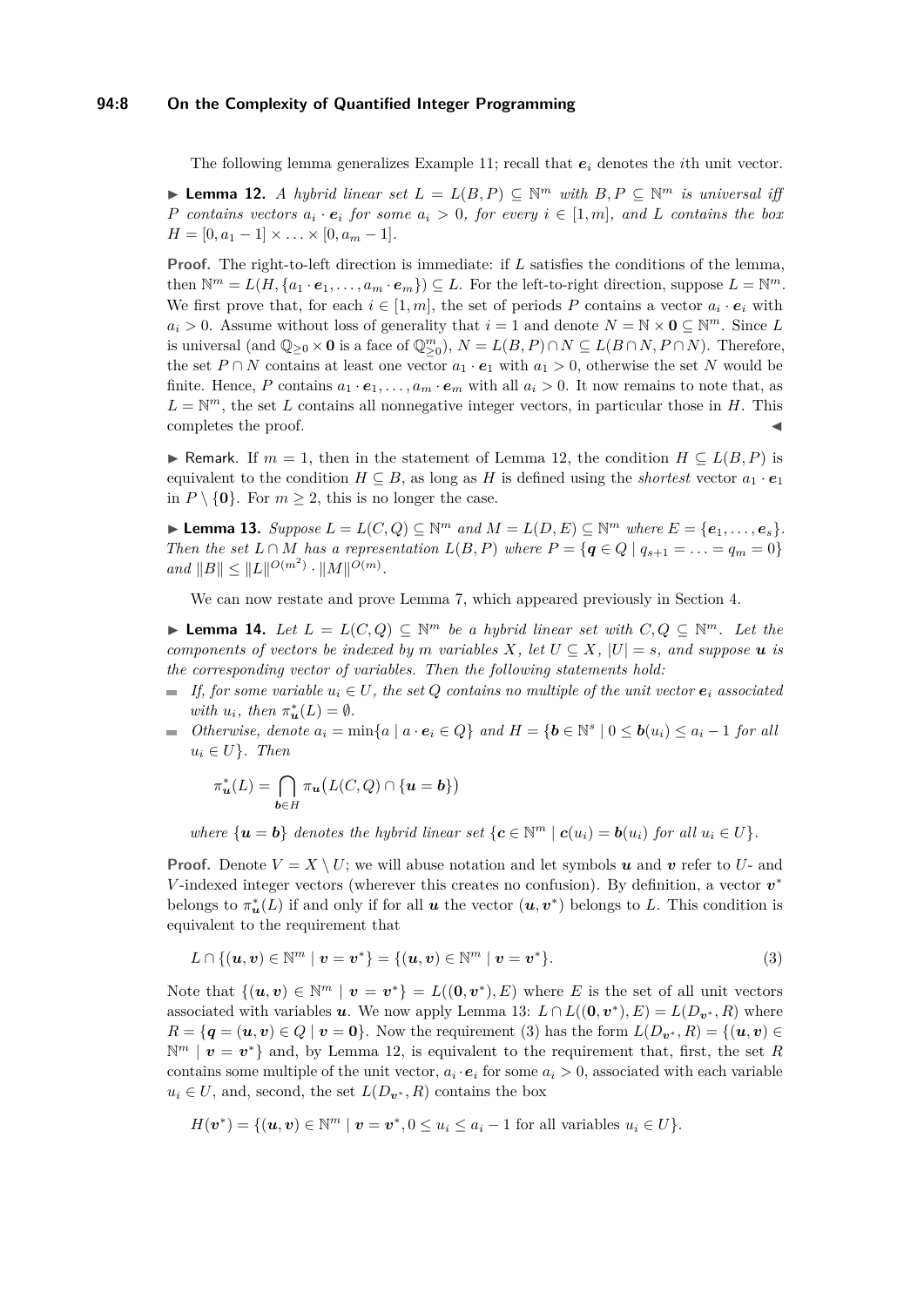The following lemma generalizes Example 11; recall that $\boldsymbol{e}_i$ denotes the $i$th unit vector.

▶ **Lemma 12.** *A hybrid linear set $L = L(B, P) \subseteq \mathbb{N}^m$ with $B, P \subseteq \mathbb{N}^m$ is universal iff $P$ contains vectors $a_i \cdot \boldsymbol{e}_i$ for some $a_i > 0$, for every $i \in [1, m]$, and $L$ contains the box $H = [0, a_1 - 1] \times \ldots \times [0, a_m - 1]$.*

**Proof.** The right-to-left direction is immediate: if $L$ satisfies the conditions of the lemma, then $\mathbb{N}^m = L(H, \{a_1 \cdot \boldsymbol{e}_1, \ldots, a_m \cdot \boldsymbol{e}_m\}) \subseteq L$. For the left-to-right direction, suppose $L = \mathbb{N}^m$. We first prove that, for each $i \in [1, m]$, the set of periods $P$ contains a vector $a_i \cdot \boldsymbol{e}_i$ with $a_i > 0$. Assume without loss of generality that $i = 1$ and denote $N = \mathbb{N} \times \boldsymbol{0} \subseteq \mathbb{N}^m$. Since $L$ is universal (and $\mathbb{Q}_{\geq 0} \times \boldsymbol{0}$ is a face of $\mathbb{Q}^m_{\geq 0}$), $N = L(B, P) \cap N \subseteq L(B \cap N, P \cap N)$. Therefore, the set $P \cap N$ contains at least one vector $a_1 \cdot \boldsymbol{e}_1$ with $a_1 > 0$, otherwise the set $N$ would be finite. Hence, $P$ contains $a_1 \cdot \boldsymbol{e}_1, \ldots, a_m \cdot \boldsymbol{e}_m$ with all $a_i > 0$. It now remains to note that, as $L = \mathbb{N}^m$, the set $L$ contains all nonnegative integer vectors, in particular those in $H$. This completes the proof. ◀

▶ Remark. If $m = 1$, then in the statement of Lemma 12, the condition $H \subseteq L(B, P)$ is equivalent to the condition $H \subseteq B$, as long as $H$ is defined using the *shortest* vector $a_1 \cdot \boldsymbol{e}_1$ in $P \setminus \{\boldsymbol{0}\}$. For $m \geq 2$, this is no longer the case.

▶ **Lemma 13.** *Suppose $L = L(C, Q) \subseteq \mathbb{N}^m$ and $M = L(D, E) \subseteq \mathbb{N}^m$ where $E = \{\boldsymbol{e}_1, \ldots, \boldsymbol{e}_s\}$. Then the set $L \cap M$ has a representation $L(B, P)$ where $P = \{\boldsymbol{q} \in Q \mid q_{s+1} = \ldots = q_m = 0\}$ and $\|B\| \leq \|L\|^{O(m^2)} \cdot \|M\|^{O(m)}$.*

We can now restate and prove Lemma 7, which appeared previously in Section 4.

▶ **Lemma 14.** *Let $L = L(C, Q) \subseteq \mathbb{N}^m$ be a hybrid linear set with $C, Q \subseteq \mathbb{N}^m$. Let the components of vectors be indexed by $m$ variables $X$, let $U \subseteq X$, $|U| = s$, and suppose $\boldsymbol{u}$ is the corresponding vector of variables. Then the following statements hold:*

- *If, for some variable $u_i \in U$, the set $Q$ contains no multiple of the unit vector $\boldsymbol{e}_i$ associated with $u_i$, then $\pi^*_{\boldsymbol{u}}(L) = \emptyset$.*
- *Otherwise, denote $a_i = \min\{a \mid a \cdot \boldsymbol{e}_i \in Q\}$ and $H = \{\boldsymbol{b} \in \mathbb{N}^s \mid 0 \leq \boldsymbol{b}(u_i) \leq a_i - 1$ for all $u_i \in U\}$. Then*

$$\pi^*_{\boldsymbol{u}}(L) = \bigcap_{\boldsymbol{b} \in H} \pi_{\boldsymbol{u}}\big(L(C, Q) \cap \{\boldsymbol{u} = \boldsymbol{b}\}\big)$$

*where $\{\boldsymbol{u} = \boldsymbol{b}\}$ denotes the hybrid linear set $\{\boldsymbol{c} \in \mathbb{N}^m \mid \boldsymbol{c}(u_i) = \boldsymbol{b}(u_i)$ for all $u_i \in U\}$.*

**Proof.** Denote $V = X \setminus U$; we will abuse notation and let symbols $\boldsymbol{u}$ and $\boldsymbol{v}$ refer to $U$- and $V$-indexed integer vectors (wherever this creates no confusion). By definition, a vector $\boldsymbol{v}^*$ belongs to $\pi^*_{\boldsymbol{u}}(L)$ if and only if for all $\boldsymbol{u}$ the vector $(\boldsymbol{u}, \boldsymbol{v}^*)$ belongs to $L$. This condition is equivalent to the requirement that

$$L \cap \{(\boldsymbol{u}, \boldsymbol{v}) \in \mathbb{N}^m \mid \boldsymbol{v} = \boldsymbol{v}^*\} = \{(\boldsymbol{u}, \boldsymbol{v}) \in \mathbb{N}^m \mid \boldsymbol{v} = \boldsymbol{v}^*\}. \tag{3}$$

Note that $\{(\boldsymbol{u}, \boldsymbol{v}) \in \mathbb{N}^m \mid \boldsymbol{v} = \boldsymbol{v}^*\} = L((\boldsymbol{0}, \boldsymbol{v}^*), E)$ where $E$ is the set of all unit vectors associated with variables $\boldsymbol{u}$. We now apply Lemma 13: $L \cap L((\boldsymbol{0}, \boldsymbol{v}^*), E) = L(D_{\boldsymbol{v}^*}, R)$ where $R = \{\boldsymbol{q} = (\boldsymbol{u}, \boldsymbol{v}) \in Q \mid \boldsymbol{v} = \boldsymbol{0}\}$. Now the requirement (3) has the form $L(D_{\boldsymbol{v}^*}, R) = \{(\boldsymbol{u}, \boldsymbol{v}) \in \mathbb{N}^m \mid \boldsymbol{v} = \boldsymbol{v}^*\}$ and, by Lemma 12, is equivalent to the requirement that, first, the set $R$ contains some multiple of the unit vector, $a_i \cdot \boldsymbol{e}_i$ for some $a_i > 0$, associated with each variable $u_i \in U$, and, second, the set $L(D_{\boldsymbol{v}^*}, R)$ contains the box

$$H(\boldsymbol{v}^*) = \{(\boldsymbol{u}, \boldsymbol{v}) \in \mathbb{N}^m \mid \boldsymbol{v} = \boldsymbol{v}^*, 0 \leq u_i \leq a_i - 1 \text{ for all variables } u_i \in U\}.$$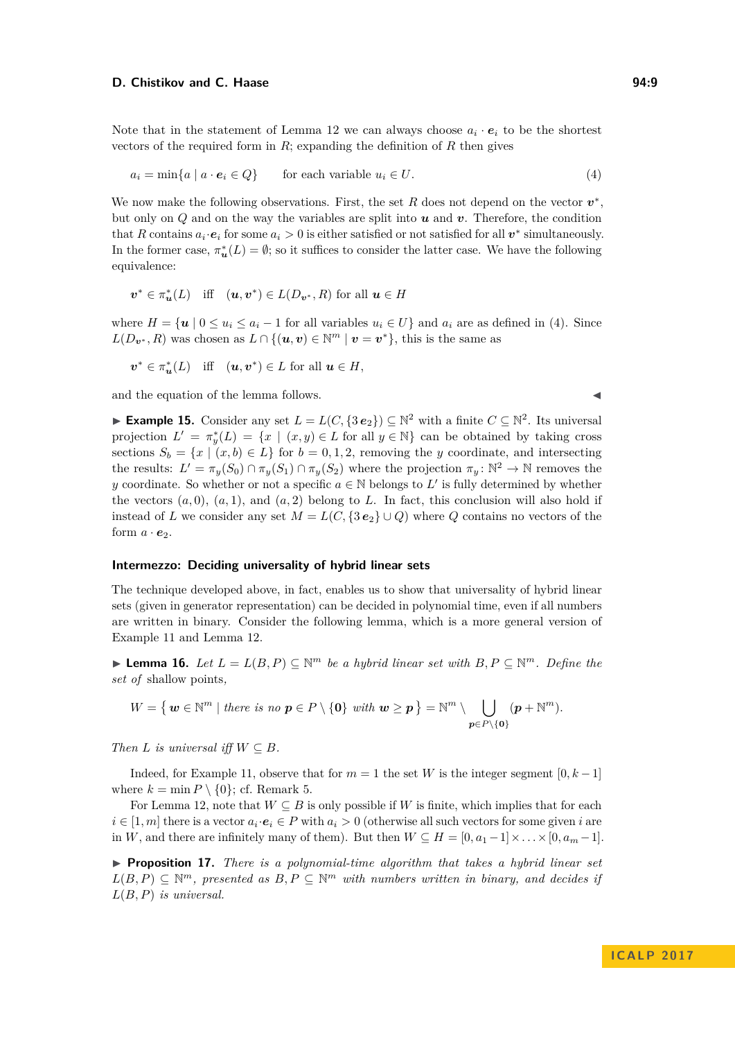Note that in the statement of Lemma 12 we can always choose $a_i \cdot \boldsymbol{e}_i$ to be the shortest vectors of the required form in $R$; expanding the definition of $R$ then gives

$$a_i = \min\{a \mid a \cdot \boldsymbol{e}_i \in Q\} \qquad \text{for each variable } u_i \in U. \tag{4}$$

We now make the following observations. First, the set $R$ does not depend on the vector $\boldsymbol{v}^*$, but only on $Q$ and on the way the variables are split into $\boldsymbol{u}$ and $\boldsymbol{v}$. Therefore, the condition that $R$ contains $a_i \cdot \boldsymbol{e}_i$ for some $a_i > 0$ is either satisfied or not satisfied for all $\boldsymbol{v}^*$ simultaneously. In the former case, $\pi^*_{\boldsymbol{u}}(L) = \emptyset$; so it suffices to consider the latter case. We have the following equivalence:

$$\boldsymbol{v}^* \in \pi^*_{\boldsymbol{u}}(L) \quad \text{iff} \quad (\boldsymbol{u}, \boldsymbol{v}^*) \in L(D_{\boldsymbol{v}^*}, R) \text{ for all } \boldsymbol{u} \in H$$

where $H = \{\boldsymbol{u} \mid 0 \le u_i \le a_i - 1 \text{ for all variables } u_i \in U\}$ and $a_i$ are as defined in (4). Since $L(D_{\boldsymbol{v}^*}, R)$ was chosen as $L \cap \{(\boldsymbol{u}, \boldsymbol{v}) \in \mathbb{N}^m \mid \boldsymbol{v} = \boldsymbol{v}^*\}$, this is the same as

$$\boldsymbol{v}^* \in \pi^*_{\boldsymbol{u}}(L) \quad \text{iff} \quad (\boldsymbol{u}, \boldsymbol{v}^*) \in L \text{ for all } \boldsymbol{u} \in H,$$

and the equation of the lemma follows. ◀

▶ **Example 15.** Consider any set $L = L(C, \{3\,\boldsymbol{e}_2\}) \subseteq \mathbb{N}^2$ with a finite $C \subseteq \mathbb{N}^2$. Its universal projection $L' = \pi^*_y(L) = \{x \mid (x, y) \in L \text{ for all } y \in \mathbb{N}\}$ can be obtained by taking cross sections $S_b = \{x \mid (x, b) \in L\}$ for $b = 0, 1, 2$, removing the $y$ coordinate, and intersecting the results: $L' = \pi_y(S_0) \cap \pi_y(S_1) \cap \pi_y(S_2)$ where the projection $\pi_y \colon \mathbb{N}^2 \to \mathbb{N}$ removes the $y$ coordinate. So whether or not a specific $a \in \mathbb{N}$ belongs to $L'$ is fully determined by whether the vectors $(a, 0)$, $(a, 1)$, and $(a, 2)$ belong to $L$. In fact, this conclusion will also hold if instead of $L$ we consider any set $M = L(C, \{3\,\boldsymbol{e}_2\} \cup Q)$ where $Q$ contains no vectors of the form $a \cdot \boldsymbol{e}_2$.

### Intermezzo: Deciding universality of hybrid linear sets

The technique developed above, in fact, enables us to show that universality of hybrid linear sets (given in generator representation) can be decided in polynomial time, even if all numbers are written in binary. Consider the following lemma, which is a more general version of Example 11 and Lemma 12.

▶ **Lemma 16.** *Let $L = L(B, P) \subseteq \mathbb{N}^m$ be a hybrid linear set with $B, P \subseteq \mathbb{N}^m$. Define the set of* shallow points*,*

$$W = \left\{ \boldsymbol{w} \in \mathbb{N}^m \mid \text{there is no } \boldsymbol{p} \in P \setminus \{\boldsymbol{0}\} \text{ with } \boldsymbol{w} \ge \boldsymbol{p} \right\} = \mathbb{N}^m \setminus \bigcup_{\boldsymbol{p} \in P \setminus \{\boldsymbol{0}\}} (\boldsymbol{p} + \mathbb{N}^m).$$

*Then $L$ is universal iff $W \subseteq B$.*

Indeed, for Example 11, observe that for $m = 1$ the set $W$ is the integer segment $[0, k-1]$ where $k = \min P \setminus \{0\}$; cf. Remark 5.

For Lemma 12, note that $W \subseteq B$ is only possible if $W$ is finite, which implies that for each $i \in [1, m]$ there is a vector $a_i \cdot \boldsymbol{e}_i \in P$ with $a_i > 0$ (otherwise all such vectors for some given $i$ are in $W$, and there are infinitely many of them). But then $W \subseteq H = [0, a_1 - 1] \times \ldots \times [0, a_m - 1]$.

▶ **Proposition 17.** *There is a polynomial-time algorithm that takes a hybrid linear set $L(B, P) \subseteq \mathbb{N}^m$, presented as $B, P \subseteq \mathbb{N}^m$ with numbers written in binary, and decides if $L(B, P)$ is universal.*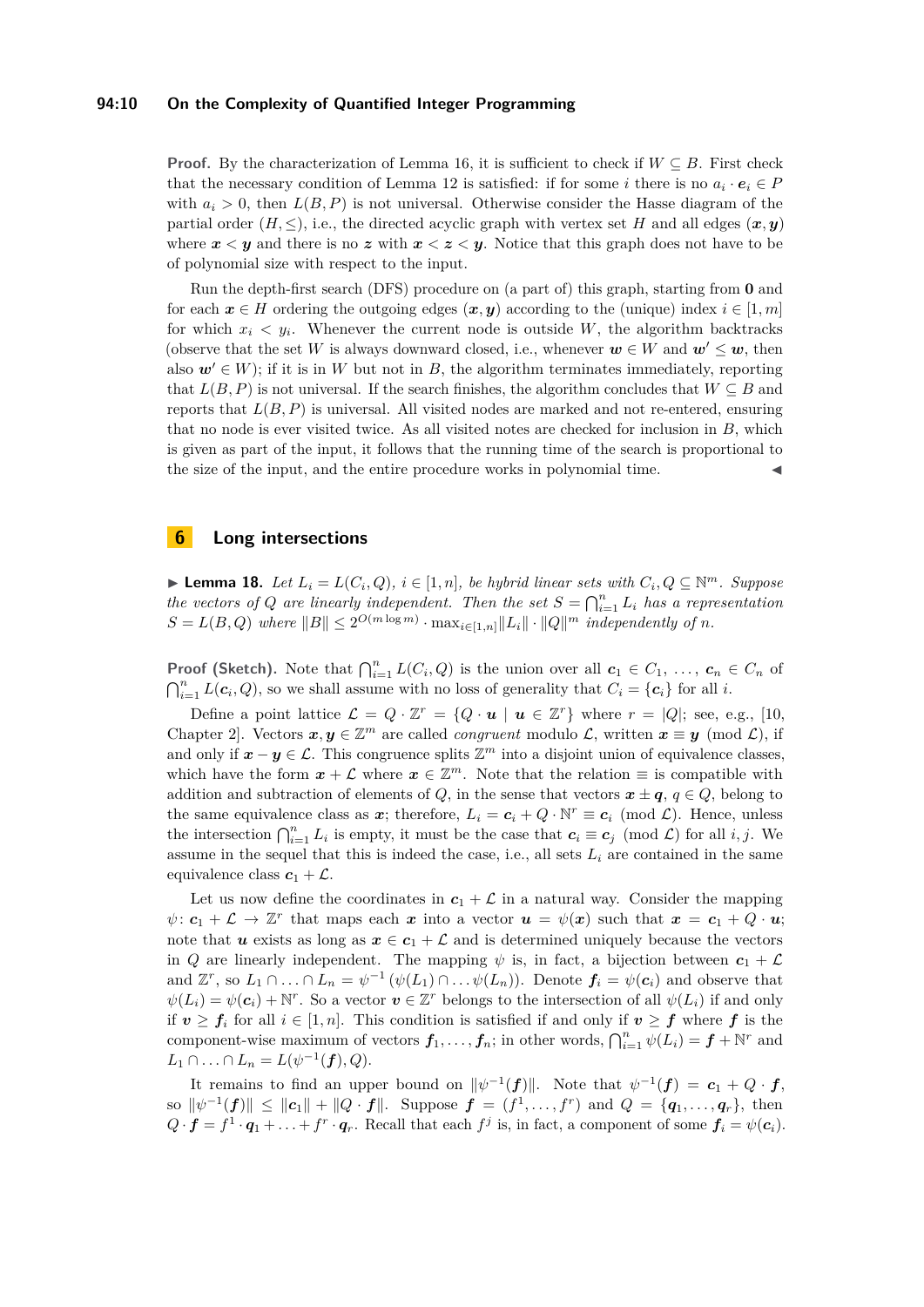**Proof.** By the characterization of Lemma 16, it is sufficient to check if $W \subseteq B$. First check that the necessary condition of Lemma 12 is satisfied: if for some $i$ there is no $a_i \cdot \boldsymbol{e}_i \in P$ with $a_i > 0$, then $L(B, P)$ is not universal. Otherwise consider the Hasse diagram of the partial order $(H, \leq)$, i.e., the directed acyclic graph with vertex set $H$ and all edges $(\boldsymbol{x}, \boldsymbol{y})$ where $\boldsymbol{x} < \boldsymbol{y}$ and there is no $\boldsymbol{z}$ with $\boldsymbol{x} < \boldsymbol{z} < \boldsymbol{y}$. Notice that this graph does not have to be of polynomial size with respect to the input.

Run the depth-first search (DFS) procedure on (a part of) this graph, starting from $\boldsymbol{0}$ and for each $\boldsymbol{x} \in H$ ordering the outgoing edges $(\boldsymbol{x}, \boldsymbol{y})$ according to the (unique) index $i \in [1, m]$ for which $x_i < y_i$. Whenever the current node is outside $W$, the algorithm backtracks (observe that the set $W$ is always downward closed, i.e., whenever $\boldsymbol{w} \in W$ and $\boldsymbol{w}' \leq \boldsymbol{w}$, then also $\boldsymbol{w}' \in W$); if it is in $W$ but not in $B$, the algorithm terminates immediately, reporting that $L(B, P)$ is not universal. If the search finishes, the algorithm concludes that $W \subseteq B$ and reports that $L(B, P)$ is universal. All visited nodes are marked and not re-entered, ensuring that no node is ever visited twice. As all visited notes are checked for inclusion in $B$, which is given as part of the input, it follows that the running time of the search is proportional to the size of the input, and the entire procedure works in polynomial time. ◀

## 6 Long intersections

▶ **Lemma 18.** *Let $L_i = L(C_i, Q)$, $i \in [1, n]$, be hybrid linear sets with $C_i, Q \subseteq \mathbb{N}^m$. Suppose the vectors of $Q$ are linearly independent. Then the set $S = \bigcap_{i=1}^n L_i$ has a representation $S = L(B, Q)$ where $\|B\| \leq 2^{O(m \log m)} \cdot \max_{i \in [1,n]} \|L_i\| \cdot \|Q\|^m$ independently of $n$.*

**Proof (Sketch).** Note that $\bigcap_{i=1}^n L(C_i, Q)$ is the union over all $\boldsymbol{c}_1 \in C_1, \ldots, \boldsymbol{c}_n \in C_n$ of $\bigcap_{i=1}^n L(\boldsymbol{c}_i, Q)$, so we shall assume with no loss of generality that $C_i = \{\boldsymbol{c}_i\}$ for all $i$.

Define a point lattice $\mathcal{L} = Q \cdot \mathbb{Z}^r = \{Q \cdot \boldsymbol{u} \mid \boldsymbol{u} \in \mathbb{Z}^r\}$ where $r = |Q|$; see, e.g., [10, Chapter 2]. Vectors $\boldsymbol{x}, \boldsymbol{y} \in \mathbb{Z}^m$ are called *congruent* modulo $\mathcal{L}$, written $\boldsymbol{x} \equiv \boldsymbol{y} \pmod{\mathcal{L}}$, if and only if $\boldsymbol{x} - \boldsymbol{y} \in \mathcal{L}$. This congruence splits $\mathbb{Z}^m$ into a disjoint union of equivalence classes, which have the form $\boldsymbol{x} + \mathcal{L}$ where $\boldsymbol{x} \in \mathbb{Z}^m$. Note that the relation $\equiv$ is compatible with addition and subtraction of elements of $Q$, in the sense that vectors $\boldsymbol{x} \pm \boldsymbol{q}$, $q \in Q$, belong to the same equivalence class as $\boldsymbol{x}$; therefore, $L_i = \boldsymbol{c}_i + Q \cdot \mathbb{N}^r \equiv \boldsymbol{c}_i \pmod{\mathcal{L}}$. Hence, unless the intersection $\bigcap_{i=1}^n L_i$ is empty, it must be the case that $\boldsymbol{c}_i \equiv \boldsymbol{c}_j \pmod{\mathcal{L}}$ for all $i, j$. We assume in the sequel that this is indeed the case, i.e., all sets $L_i$ are contained in the same equivalence class $\boldsymbol{c}_1 + \mathcal{L}$.

Let us now define the coordinates in $\boldsymbol{c}_1 + \mathcal{L}$ in a natural way. Consider the mapping $\psi \colon \boldsymbol{c}_1 + \mathcal{L} \to \mathbb{Z}^r$ that maps each $\boldsymbol{x}$ into a vector $\boldsymbol{u} = \psi(\boldsymbol{x})$ such that $\boldsymbol{x} = \boldsymbol{c}_1 + Q \cdot \boldsymbol{u}$; note that $\boldsymbol{u}$ exists as long as $\boldsymbol{x} \in \boldsymbol{c}_1 + \mathcal{L}$ and is determined uniquely because the vectors in $Q$ are linearly independent. The mapping $\psi$ is, in fact, a bijection between $\boldsymbol{c}_1 + \mathcal{L}$ and $\mathbb{Z}^r$, so $L_1 \cap \ldots \cap L_n = \psi^{-1}(\psi(L_1) \cap \ldots \psi(L_n))$. Denote $\boldsymbol{f}_i = \psi(\boldsymbol{c}_i)$ and observe that $\psi(L_i) = \psi(\boldsymbol{c}_i) + \mathbb{N}^r$. So a vector $\boldsymbol{v} \in \mathbb{Z}^r$ belongs to the intersection of all $\psi(L_i)$ if and only if $\boldsymbol{v} \geq \boldsymbol{f}_i$ for all $i \in [1, n]$. This condition is satisfied if and only if $\boldsymbol{v} \geq \boldsymbol{f}$ where $\boldsymbol{f}$ is the component-wise maximum of vectors $\boldsymbol{f}_1, \ldots, \boldsymbol{f}_n$; in other words, $\bigcap_{i=1}^n \psi(L_i) = \boldsymbol{f} + \mathbb{N}^r$ and $L_1 \cap \ldots \cap L_n = L(\psi^{-1}(\boldsymbol{f}), Q)$.

It remains to find an upper bound on $\|\psi^{-1}(\boldsymbol{f})\|$. Note that $\psi^{-1}(\boldsymbol{f}) = \boldsymbol{c}_1 + Q \cdot \boldsymbol{f}$, so $\|\psi^{-1}(\boldsymbol{f})\| \leq \|\boldsymbol{c}_1\| + \|Q \cdot \boldsymbol{f}\|$. Suppose $\boldsymbol{f} = (f^1, \ldots, f^r)$ and $Q = \{\boldsymbol{q}_1, \ldots, \boldsymbol{q}_r\}$, then $Q \cdot \boldsymbol{f} = f^1 \cdot \boldsymbol{q}_1 + \ldots + f^r \cdot \boldsymbol{q}_r$. Recall that each $f^j$ is, in fact, a component of some $\boldsymbol{f}_i = \psi(\boldsymbol{c}_i)$.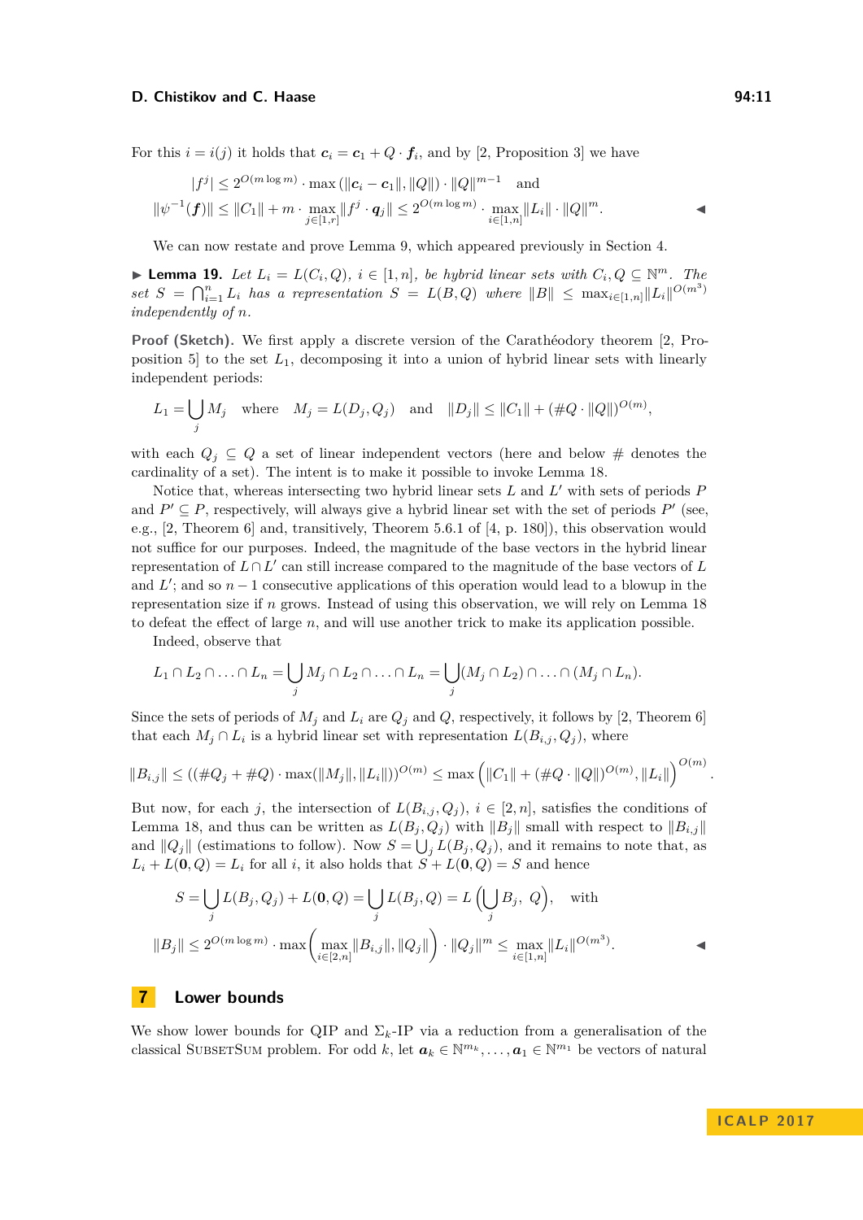For this $i = i(j)$ it holds that $\boldsymbol{c}_i = \boldsymbol{c}_1 + Q \cdot \boldsymbol{f}_i$, and by [2, Proposition 3] we have

$$|f^j| \le 2^{O(m \log m)} \cdot \max(\|\boldsymbol{c}_i - \boldsymbol{c}_1\|, \|Q\|) \cdot \|Q\|^{m-1} \quad \text{and}$$
$$\|\psi^{-1}(\boldsymbol{f})\| \le \|C_1\| + m \cdot \max_{j \in [1,r]} \|f^j \cdot \boldsymbol{q}_j\| \le 2^{O(m \log m)} \cdot \max_{i \in [1,n]} \|L_i\| \cdot \|Q\|^m. \qquad \blacktriangleleft$$

We can now restate and prove Lemma 9, which appeared previously in Section 4.

▶ **Lemma 19.** *Let $L_i = L(C_i, Q)$, $i \in [1, n]$, be hybrid linear sets with $C_i, Q \subseteq \mathbb{N}^m$. The set $S = \bigcap_{i=1}^n L_i$ has a representation $S = L(B, Q)$ where $\|B\| \le \max_{i \in [1,n]} \|L_i\|^{O(m^3)}$ independently of $n$.*

**Proof (Sketch).** We first apply a discrete version of the Carathéodory theorem [2, Proposition 5] to the set $L_1$, decomposing it into a union of hybrid linear sets with linearly independent periods:

$$L_1 = \bigcup_j M_j \quad \text{where} \quad M_j = L(D_j, Q_j) \quad \text{and} \quad \|D_j\| \le \|C_1\| + (\#Q \cdot \|Q\|)^{O(m)},$$

with each $Q_j \subseteq Q$ a set of linear independent vectors (here and below $\#$ denotes the cardinality of a set). The intent is to make it possible to invoke Lemma 18.

Notice that, whereas intersecting two hybrid linear sets $L$ and $L'$ with sets of periods $P$ and $P' \subseteq P$, respectively, will always give a hybrid linear set with the set of periods $P'$ (see, e.g., [2, Theorem 6] and, transitively, Theorem 5.6.1 of [4, p. 180]), this observation would not suffice for our purposes. Indeed, the magnitude of the base vectors in the hybrid linear representation of $L \cap L'$ can still increase compared to the magnitude of the base vectors of $L$ and $L'$; and so $n-1$ consecutive applications of this operation would lead to a blowup in the representation size if $n$ grows. Instead of using this observation, we will rely on Lemma 18 to defeat the effect of large $n$, and will use another trick to make its application possible.

Indeed, observe that

$$L_1 \cap L_2 \cap \ldots \cap L_n = \bigcup_j M_j \cap L_2 \cap \ldots \cap L_n = \bigcup_j (M_j \cap L_2) \cap \ldots \cap (M_j \cap L_n).$$

Since the sets of periods of $M_j$ and $L_i$ are $Q_j$ and $Q$, respectively, it follows by [2, Theorem 6] that each $M_j \cap L_i$ is a hybrid linear set with representation $L(B_{i,j}, Q_j)$, where

$$\|B_{i,j}\| \le ((\#Q_j + \#Q) \cdot \max(\|M_j\|, \|L_i\|))^{O(m)} \le \max\left(\|C_1\| + (\#Q \cdot \|Q\|)^{O(m)}, \|L_i\|\right)^{O(m)}.$$

But now, for each $j$, the intersection of $L(B_{i,j}, Q_j)$, $i \in [2, n]$, satisfies the conditions of Lemma 18, and thus can be written as $L(B_j, Q_j)$ with $\|B_j\|$ small with respect to $\|B_{i,j}\|$ and $\|Q_j\|$ (estimations to follow). Now $S = \bigcup_j L(B_j, Q_j)$, and it remains to note that, as $L_i + L(\boldsymbol{0}, Q) = L_i$ for all $i$, it also holds that $S + L(\boldsymbol{0}, Q) = S$ and hence

$$S = \bigcup_j L(B_j, Q_j) + L(\boldsymbol{0}, Q) = \bigcup_j L(B_j, Q) = L\left(\bigcup_j B_j,\ Q\right), \quad \text{with}$$
$$\|B_j\| \le 2^{O(m \log m)} \cdot \max\left(\max_{i \in [2,n]} \|B_{i,j}\|, \|Q_j\|\right) \cdot \|Q_j\|^m \le \max_{i \in [1,n]} \|L_i\|^{O(m^3)}. \qquad \blacktriangleleft$$

## 7 Lower bounds

We show lower bounds for QIP and $\Sigma_k$-IP via a reduction from a generalisation of the classical SubsetSum problem. For odd $k$, let $\boldsymbol{a}_k \in \mathbb{N}^{m_k}, \ldots, \boldsymbol{a}_1 \in \mathbb{N}^{m_1}$ be vectors of natural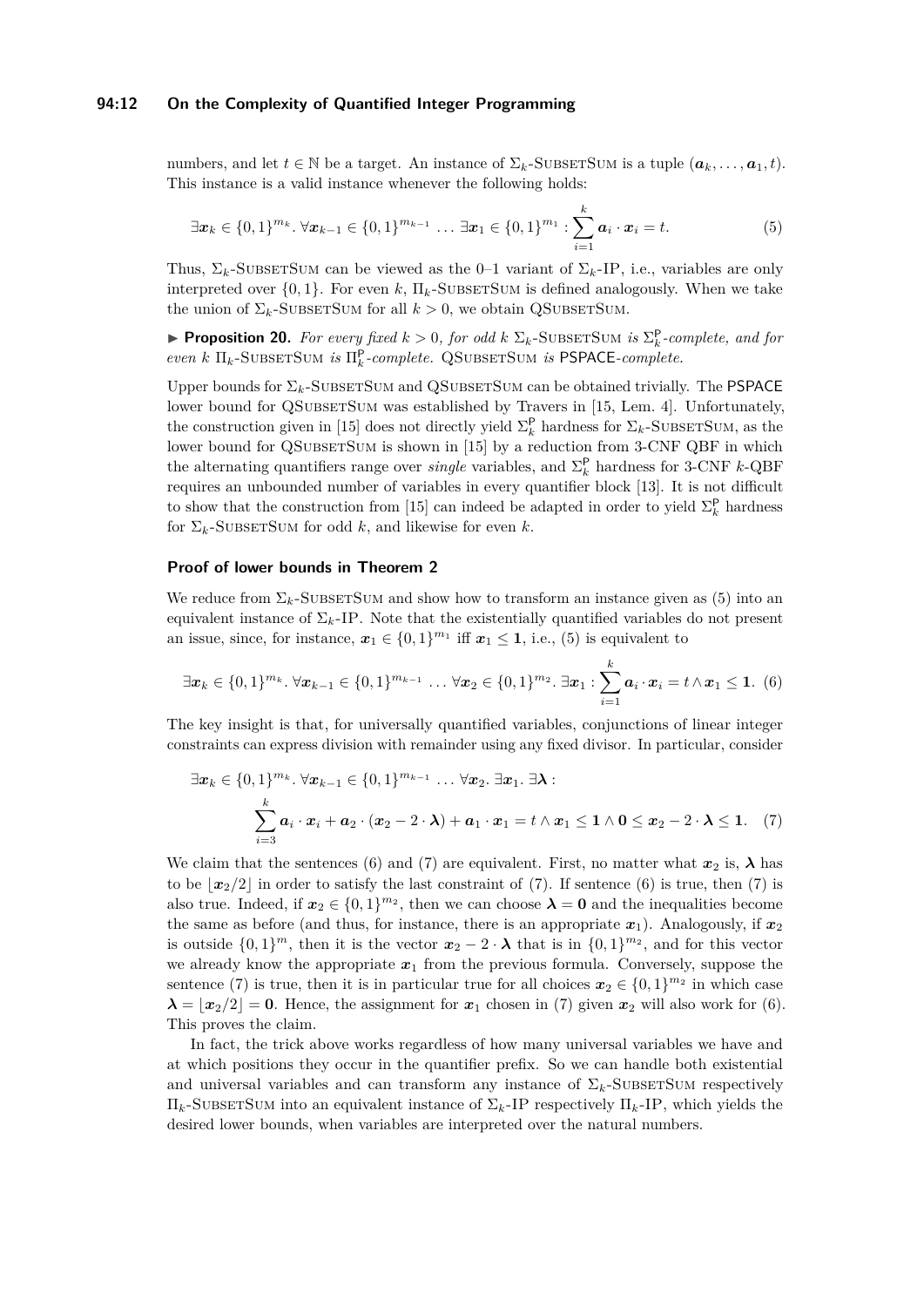numbers, and let $t \in \mathbb{N}$ be a target. An instance of $\Sigma_k$-SubsetSum is a tuple $(\boldsymbol{a}_k, \ldots, \boldsymbol{a}_1, t)$. This instance is a valid instance whenever the following holds:

$$\exists \boldsymbol{x}_k \in \{0,1\}^{m_k}.\ \forall \boldsymbol{x}_{k-1} \in \{0,1\}^{m_{k-1}} \ldots \exists \boldsymbol{x}_1 \in \{0,1\}^{m_1} : \sum_{i=1}^{k} \boldsymbol{a}_i \cdot \boldsymbol{x}_i = t. \tag{5}$$

Thus, $\Sigma_k$-SubsetSum can be viewed as the 0–1 variant of $\Sigma_k$-IP, i.e., variables are only interpreted over $\{0,1\}$. For even $k$, $\Pi_k$-SubsetSum is defined analogously. When we take the union of $\Sigma_k$-SubsetSum for all $k > 0$, we obtain QSubsetSum.

▶ **Proposition 20.** *For every fixed $k > 0$, for odd $k$ $\Sigma_k$-SubsetSum is $\Sigma_k^{\mathsf{P}}$-complete, and for even $k$ $\Pi_k$-SubsetSum is $\Pi_k^{\mathsf{P}}$-complete.* QSubsetSum *is* PSPACE*-complete.*

Upper bounds for $\Sigma_k$-SubsetSum and QSubsetSum can be obtained trivially. The PSPACE lower bound for QSubsetSum was established by Travers in [15, Lem. 4]. Unfortunately, the construction given in [15] does not directly yield $\Sigma_k^{\mathsf{P}}$ hardness for $\Sigma_k$-SubsetSum, as the lower bound for QSubsetSum is shown in [15] by a reduction from 3-CNF QBF in which the alternating quantifiers range over *single* variables, and $\Sigma_k^{\mathsf{P}}$ hardness for 3-CNF $k$-QBF requires an unbounded number of variables in every quantifier block [13]. It is not difficult to show that the construction from [15] can indeed be adapted in order to yield $\Sigma_k^{\mathsf{P}}$ hardness for $\Sigma_k$-SubsetSum for odd $k$, and likewise for even $k$.

### Proof of lower bounds in Theorem 2

We reduce from $\Sigma_k$-SubsetSum and show how to transform an instance given as (5) into an equivalent instance of $\Sigma_k$-IP. Note that the existentially quantified variables do not present an issue, since, for instance, $\boldsymbol{x}_1 \in \{0,1\}^{m_1}$ iff $\boldsymbol{x}_1 \leq \boldsymbol{1}$, i.e., (5) is equivalent to

$$\exists \boldsymbol{x}_k \in \{0,1\}^{m_k}.\ \forall \boldsymbol{x}_{k-1} \in \{0,1\}^{m_{k-1}} \ldots \forall \boldsymbol{x}_2 \in \{0,1\}^{m_2}.\ \exists \boldsymbol{x}_1 : \sum_{i=1}^{k} \boldsymbol{a}_i \cdot \boldsymbol{x}_i = t \wedge \boldsymbol{x}_1 \leq \boldsymbol{1}. \tag{6}$$

The key insight is that, for universally quantified variables, conjunctions of linear integer constraints can express division with remainder using any fixed divisor. In particular, consider

$$\begin{aligned} &\exists \boldsymbol{x}_k \in \{0,1\}^{m_k}.\ \forall \boldsymbol{x}_{k-1} \in \{0,1\}^{m_{k-1}} \ldots \forall \boldsymbol{x}_2.\ \exists \boldsymbol{x}_1.\ \exists \boldsymbol{\lambda} : \\ &\qquad \sum_{i=3}^{k} \boldsymbol{a}_i \cdot \boldsymbol{x}_i + \boldsymbol{a}_2 \cdot (\boldsymbol{x}_2 - 2 \cdot \boldsymbol{\lambda}) + \boldsymbol{a}_1 \cdot \boldsymbol{x}_1 = t \wedge \boldsymbol{x}_1 \leq \boldsymbol{1} \wedge \boldsymbol{0} \leq \boldsymbol{x}_2 - 2 \cdot \boldsymbol{\lambda} \leq \boldsymbol{1}. \end{aligned} \tag{7}$$

We claim that the sentences (6) and (7) are equivalent. First, no matter what $\boldsymbol{x}_2$ is, $\boldsymbol{\lambda}$ has to be $\lfloor \boldsymbol{x}_2/2 \rfloor$ in order to satisfy the last constraint of (7). If sentence (6) is true, then (7) is also true. Indeed, if $\boldsymbol{x}_2 \in \{0,1\}^{m_2}$, then we can choose $\boldsymbol{\lambda} = \boldsymbol{0}$ and the inequalities become the same as before (and thus, for instance, there is an appropriate $\boldsymbol{x}_1$). Analogously, if $\boldsymbol{x}_2$ is outside $\{0,1\}^m$, then it is the vector $\boldsymbol{x}_2 - 2 \cdot \boldsymbol{\lambda}$ that is in $\{0,1\}^{m_2}$, and for this vector we already know the appropriate $\boldsymbol{x}_1$ from the previous formula. Conversely, suppose the sentence (7) is true, then it is in particular true for all choices $\boldsymbol{x}_2 \in \{0,1\}^{m_2}$ in which case $\boldsymbol{\lambda} = \lfloor \boldsymbol{x}_2/2 \rfloor = \boldsymbol{0}$. Hence, the assignment for $\boldsymbol{x}_1$ chosen in (7) given $\boldsymbol{x}_2$ will also work for (6). This proves the claim.

In fact, the trick above works regardless of how many universal variables we have and at which positions they occur in the quantifier prefix. So we can handle both existential and universal variables and can transform any instance of $\Sigma_k$-SubsetSum respectively $\Pi_k$-SubsetSum into an equivalent instance of $\Sigma_k$-IP respectively $\Pi_k$-IP, which yields the desired lower bounds, when variables are interpreted over the natural numbers.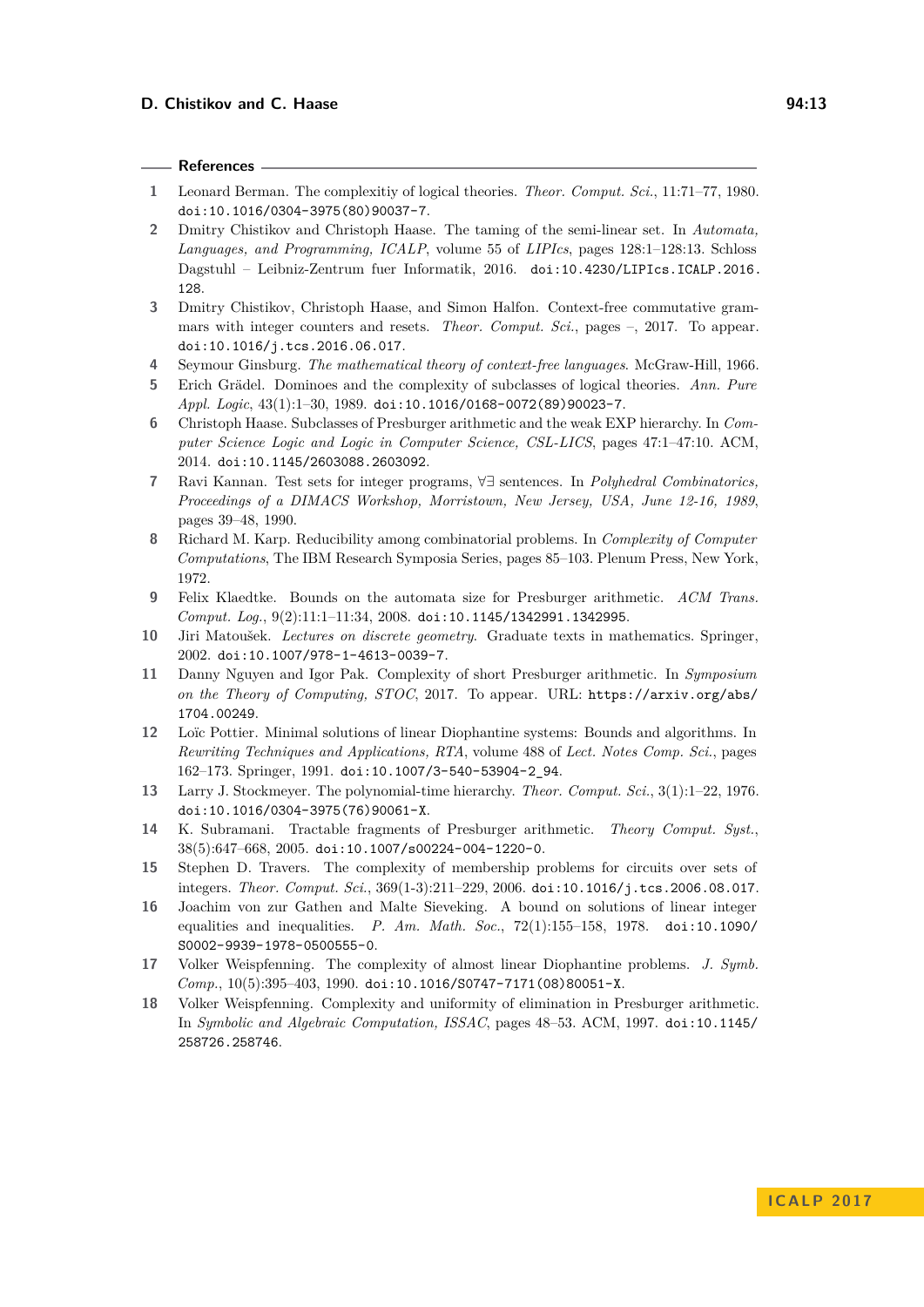## References

1. Leonard Berman. The complexitiy of logical theories. *Theor. Comput. Sci.*, 11:71–77, 1980. doi:10.1016/0304-3975(80)90037-7.
2. Dmitry Chistikov and Christoph Haase. The taming of the semi-linear set. In *Automata, Languages, and Programming, ICALP*, volume 55 of *LIPIcs*, pages 128:1–128:13. Schloss Dagstuhl – Leibniz-Zentrum fuer Informatik, 2016. doi:10.4230/LIPIcs.ICALP.2016.128.
3. Dmitry Chistikov, Christoph Haase, and Simon Halfon. Context-free commutative grammars with integer counters and resets. *Theor. Comput. Sci.*, pages –, 2017. To appear. doi:10.1016/j.tcs.2016.06.017.
4. Seymour Ginsburg. *The mathematical theory of context-free languages*. McGraw-Hill, 1966.
5. Erich Grädel. Dominoes and the complexity of subclasses of logical theories. *Ann. Pure Appl. Logic*, 43(1):1–30, 1989. doi:10.1016/0168-0072(89)90023-7.
6. Christoph Haase. Subclasses of Presburger arithmetic and the weak EXP hierarchy. In *Computer Science Logic and Logic in Computer Science, CSL-LICS*, pages 47:1–47:10. ACM, 2014. doi:10.1145/2603088.2603092.
7. Ravi Kannan. Test sets for integer programs, ∀∃ sentences. In *Polyhedral Combinatorics, Proceedings of a DIMACS Workshop, Morristown, New Jersey, USA, June 12-16, 1989*, pages 39–48, 1990.
8. Richard M. Karp. Reducibility among combinatorial problems. In *Complexity of Computer Computations*, The IBM Research Symposia Series, pages 85–103. Plenum Press, New York, 1972.
9. Felix Klaedtke. Bounds on the automata size for Presburger arithmetic. *ACM Trans. Comput. Log.*, 9(2):11:1–11:34, 2008. doi:10.1145/1342991.1342995.
10. Jiri Matoušek. *Lectures on discrete geometry*. Graduate texts in mathematics. Springer, 2002. doi:10.1007/978-1-4613-0039-7.
11. Danny Nguyen and Igor Pak. Complexity of short Presburger arithmetic. In *Symposium on the Theory of Computing, STOC*, 2017. To appear. URL: https://arxiv.org/abs/1704.00249.
12. Loïc Pottier. Minimal solutions of linear Diophantine systems: Bounds and algorithms. In *Rewriting Techniques and Applications, RTA*, volume 488 of *Lect. Notes Comp. Sci.*, pages 162–173. Springer, 1991. doi:10.1007/3-540-53904-2_94.
13. Larry J. Stockmeyer. The polynomial-time hierarchy. *Theor. Comput. Sci.*, 3(1):1–22, 1976. doi:10.1016/0304-3975(76)90061-X.
14. K. Subramani. Tractable fragments of Presburger arithmetic. *Theory Comput. Syst.*, 38(5):647–668, 2005. doi:10.1007/s00224-004-1220-0.
15. Stephen D. Travers. The complexity of membership problems for circuits over sets of integers. *Theor. Comput. Sci.*, 369(1-3):211–229, 2006. doi:10.1016/j.tcs.2006.08.017.
16. Joachim von zur Gathen and Malte Sieveking. A bound on solutions of linear integer equalities and inequalities. *P. Am. Math. Soc.*, 72(1):155–158, 1978. doi:10.1090/S0002-9939-1978-0500555-0.
17. Volker Weispfenning. The complexity of almost linear Diophantine problems. *J. Symb. Comp.*, 10(5):395–403, 1990. doi:10.1016/S0747-7171(08)80051-X.
18. Volker Weispfenning. Complexity and uniformity of elimination in Presburger arithmetic. In *Symbolic and Algebraic Computation, ISSAC*, pages 48–53. ACM, 1997. doi:10.1145/258726.258746.